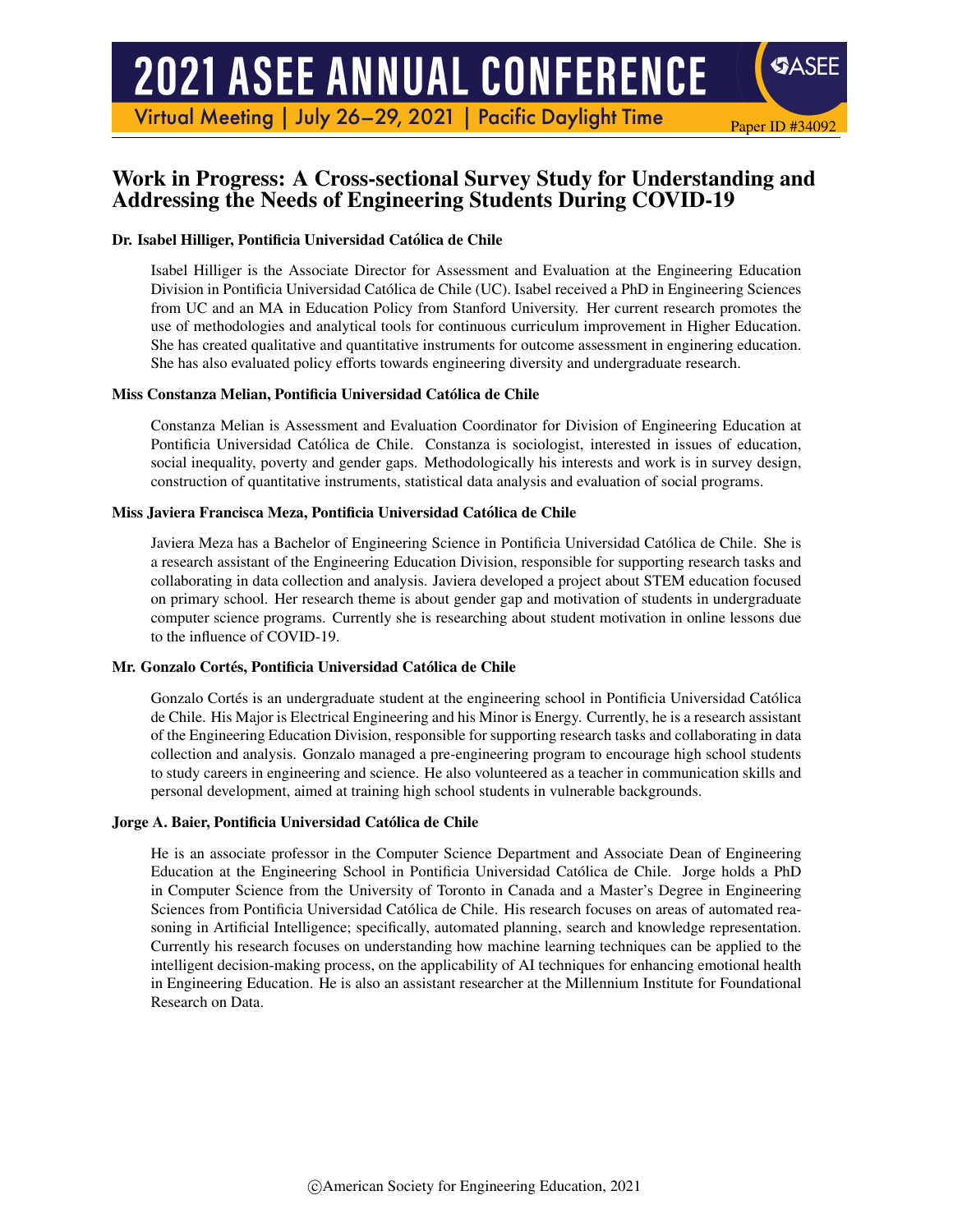# Work in Progress: A Cross-sectional Survey Study for Understanding and Addressing the Needs of Engineering Students During COVID-19

### Dr. Isabel Hilliger, Pontificia Universidad Católica de Chile

Isabel Hilliger is the Associate Director for Assessment and Evaluation at the Engineering Education Division in Pontificia Universidad Católica de Chile (UC). Isabel received a PhD in Engineering Sciences from UC and an MA in Education Policy from Stanford University. Her current research promotes the use of methodologies and analytical tools for continuous curriculum improvement in Higher Education. She has created qualitative and quantitative instruments for outcome assessment in enginering education. She has also evaluated policy efforts towards engineering diversity and undergraduate research.

### Miss Constanza Melian, Pontificia Universidad Católica de Chile

Constanza Melian is Assessment and Evaluation Coordinator for Division of Engineering Education at Pontificia Universidad Católica de Chile. Constanza is sociologist, interested in issues of education, social inequality, poverty and gender gaps. Methodologically his interests and work is in survey design, construction of quantitative instruments, statistical data analysis and evaluation of social programs.

### Miss Javiera Francisca Meza, Pontificia Universidad Católica de Chile

Javiera Meza has a Bachelor of Engineering Science in Pontificia Universidad Católica de Chile. She is a research assistant of the Engineering Education Division, responsible for supporting research tasks and collaborating in data collection and analysis. Javiera developed a project about STEM education focused on primary school. Her research theme is about gender gap and motivation of students in undergraduate computer science programs. Currently she is researching about student motivation in online lessons due to the influence of COVID-19.

### Mr. Gonzalo Cortés, Pontificia Universidad Católica de Chile

Gonzalo Cortés is an undergraduate student at the engineering school in Pontificia Universidad Católica de Chile. His Major is Electrical Engineering and his Minor is Energy. Currently, he is a research assistant of the Engineering Education Division, responsible for supporting research tasks and collaborating in data collection and analysis. Gonzalo managed a pre-engineering program to encourage high school students to study careers in engineering and science. He also volunteered as a teacher in communication skills and personal development, aimed at training high school students in vulnerable backgrounds.

### Jorge A. Baier, Pontificia Universidad Católica de Chile

He is an associate professor in the Computer Science Department and Associate Dean of Engineering Education at the Engineering School in Pontificia Universidad Católica de Chile. Jorge holds a PhD in Computer Science from the University of Toronto in Canada and a Master's Degree in Engineering Sciences from Pontificia Universidad Católica de Chile. His research focuses on areas of automated reasoning in Artificial Intelligence; specifically, automated planning, search and knowledge representation. Currently his research focuses on understanding how machine learning techniques can be applied to the intelligent decision-making process, on the applicability of AI techniques for enhancing emotional health in Engineering Education. He is also an assistant researcher at the Millennium Institute for Foundational Research on Data.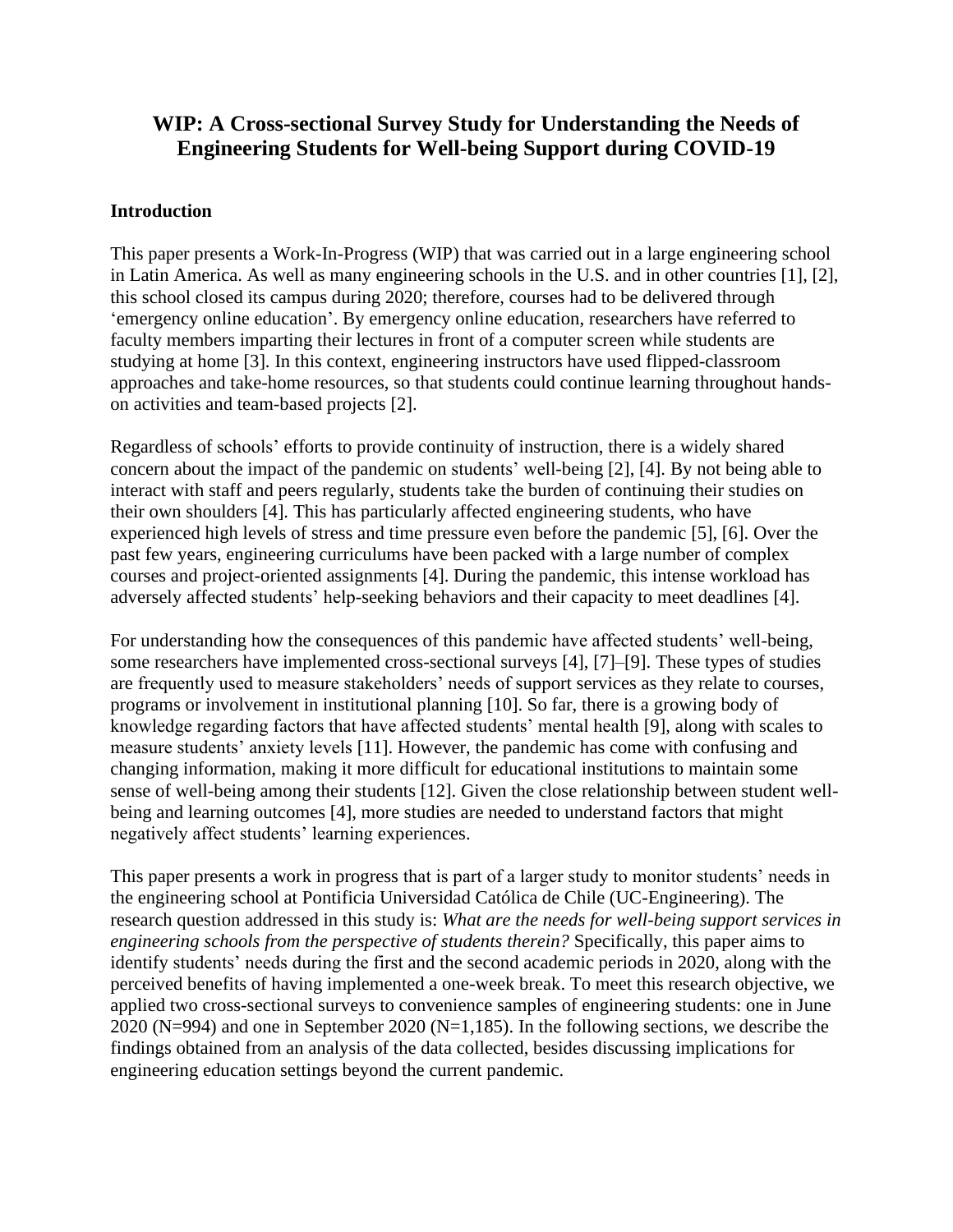# WIP: A Cross-sectional Survey Study for Understanding the Needs of Engineering Students for Well-being Support during COVID-19

## Introduction

This paper presents a Work-In-Progress (WIP) that was carried out in a large engineering school in Latin America. As well as many engineering schools in the U.S. and in other countries [1], [2], this school closed its campus during 2020; therefore, courses had to be delivered through 'emergency online education'. By emergency online education, researchers have referred to faculty members imparting their lectures in front of a computer screen while students are studying at home [3]. In this context, engineering instructors have used flipped-classroom approaches and take-home resources, so that students could continue learning throughout hands-on activities and team-based projects [2].

Regardless of schools' efforts to provide continuity of instruction, there is a widely shared concern about the impact of the pandemic on students' well-being [2], [4]. By not being able to interact with staff and peers regularly, students take the burden of continuing their studies on their own shoulders [4]. This has particularly affected engineering students, who have experienced high levels of stress and time pressure even before the pandemic [5], [6]. Over the past few years, engineering curriculums have been packed with a large number of complex courses and project-oriented assignments [4]. During the pandemic, this intense workload has adversely affected students' help-seeking behaviors and their capacity to meet deadlines [4].

For understanding how the consequences of this pandemic have affected students' well-being, some researchers have implemented cross-sectional surveys [4], [7]–[9]. These types of studies are frequently used to measure stakeholders' needs of support services as they relate to courses, programs or involvement in institutional planning [10]. So far, there is a growing body of knowledge regarding factors that have affected students' mental health [9], along with scales to measure students' anxiety levels [11]. However, the pandemic has come with confusing and changing information, making it more difficult for educational institutions to maintain some sense of well-being among their students [12]. Given the close relationship between student well-being and learning outcomes [4], more studies are needed to understand factors that might negatively affect students' learning experiences.

This paper presents a work in progress that is part of a larger study to monitor students' needs in the engineering school at Pontificia Universidad Católica de Chile (UC-Engineering). The research question addressed in this study is: *What are the needs for well-being support services in engineering schools from the perspective of students therein?* Specifically, this paper aims to identify students' needs during the first and the second academic periods in 2020, along with the perceived benefits of having implemented a one-week break. To meet this research objective, we applied two cross-sectional surveys to convenience samples of engineering students: one in June 2020 (N=994) and one in September 2020 (N=1,185). In the following sections, we describe the findings obtained from an analysis of the data collected, besides discussing implications for engineering education settings beyond the current pandemic.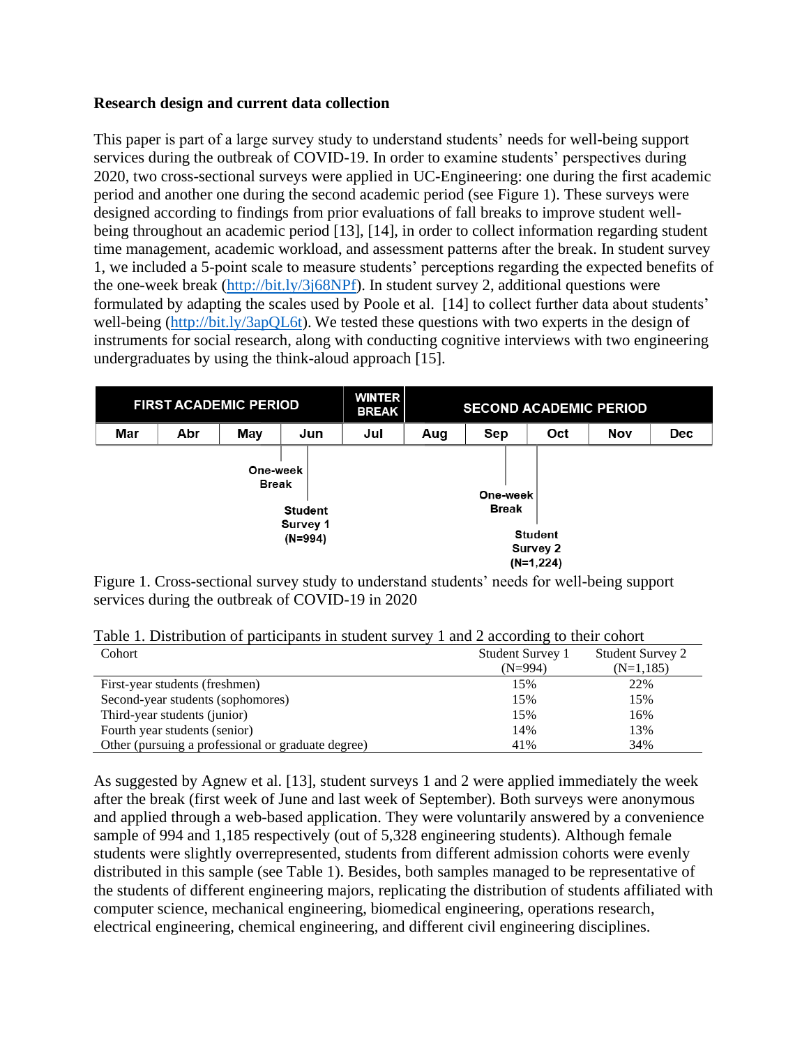**Research design and current data collection**

This paper is part of a large survey study to understand students' needs for well-being support services during the outbreak of COVID-19. In order to examine students' perspectives during 2020, two cross-sectional surveys were applied in UC-Engineering: one during the first academic period and another one during the second academic period (see Figure 1). These surveys were designed according to findings from prior evaluations of fall breaks to improve student well-being throughout an academic period [13], [14], in order to collect information regarding student time management, academic workload, and assessment patterns after the break. In student survey 1, we included a 5-point scale to measure students' perceptions regarding the expected benefits of the one-week break (http://bit.ly/3j68NPf). In student survey 2, additional questions were formulated by adapting the scales used by Poole et al. [14] to collect further data about students' well-being (http://bit.ly/3apQL6t). We tested these questions with two experts in the design of instruments for social research, along with conducting cognitive interviews with two engineering undergraduates by using the think-aloud approach [15].

| FIRST ACADEMIC PERIOD | | | | WINTER BREAK | SECOND ACADEMIC PERIOD | | | | |
|---|---|---|---|---|---|---|---|---|---|
| Mar | Abr | May | Jun | Jul | Aug | Sep | Oct | Nov | Dec |
| | | One-week Break | Student Survey 1 (N=994) | | | One-week Break | Student Survey 2 (N=1,224) | | |

Figure 1. Cross-sectional survey study to understand students' needs for well-being support services during the outbreak of COVID-19 in 2020

Table 1. Distribution of participants in student survey 1 and 2 according to their cohort

| Cohort | Student Survey 1 (N=994) | Student Survey 2 (N=1,185) |
|---|---|---|
| First-year students (freshmen) | 15% | 22% |
| Second-year students (sophomores) | 15% | 15% |
| Third-year students (junior) | 15% | 16% |
| Fourth year students (senior) | 14% | 13% |
| Other (pursuing a professional or graduate degree) | 41% | 34% |

As suggested by Agnew et al. [13], student surveys 1 and 2 were applied immediately the week after the break (first week of June and last week of September). Both surveys were anonymous and applied through a web-based application. They were voluntarily answered by a convenience sample of 994 and 1,185 respectively (out of 5,328 engineering students). Although female students were slightly overrepresented, students from different admission cohorts were evenly distributed in this sample (see Table 1). Besides, both samples managed to be representative of the students of different engineering majors, replicating the distribution of students affiliated with computer science, mechanical engineering, biomedical engineering, operations research, electrical engineering, chemical engineering, and different civil engineering disciplines.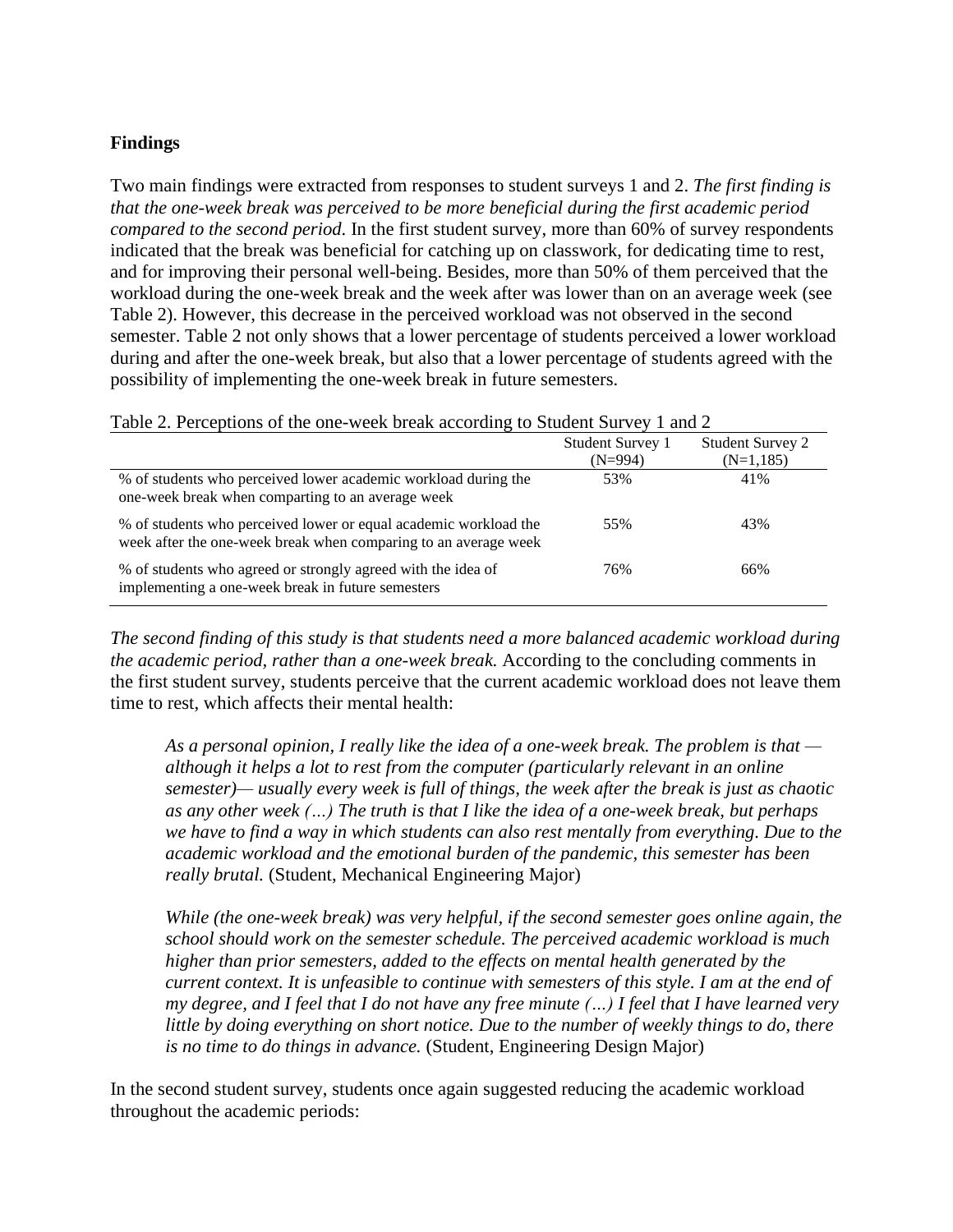**Findings**

Two main findings were extracted from responses to student surveys 1 and 2. *The first finding is that the one-week break was perceived to be more beneficial during the first academic period compared to the second period.* In the first student survey, more than 60% of survey respondents indicated that the break was beneficial for catching up on classwork, for dedicating time to rest, and for improving their personal well-being. Besides, more than 50% of them perceived that the workload during the one-week break and the week after was lower than on an average week (see Table 2). However, this decrease in the perceived workload was not observed in the second semester. Table 2 not only shows that a lower percentage of students perceived a lower workload during and after the one-week break, but also that a lower percentage of students agreed with the possibility of implementing the one-week break in future semesters.

Table 2. Perceptions of the one-week break according to Student Survey 1 and 2

| | Student Survey 1 (N=994) | Student Survey 2 (N=1,185) |
|---|---|---|
| % of students who perceived lower academic workload during the one-week break when comparting to an average week | 53% | 41% |
| % of students who perceived lower or equal academic workload the week after the one-week break when comparing to an average week | 55% | 43% |
| % of students who agreed or strongly agreed with the idea of implementing a one-week break in future semesters | 76% | 66% |

*The second finding of this study is that students need a more balanced academic workload during the academic period, rather than a one-week break.* According to the concluding comments in the first student survey, students perceive that the current academic workload does not leave them time to rest, which affects their mental health:

> *As a personal opinion, I really like the idea of a one-week break. The problem is that — although it helps a lot to rest from the computer (particularly relevant in an online semester)— usually every week is full of things, the week after the break is just as chaotic as any other week (…) The truth is that I like the idea of a one-week break, but perhaps we have to find a way in which students can also rest mentally from everything. Due to the academic workload and the emotional burden of the pandemic, this semester has been really brutal.* (Student, Mechanical Engineering Major)

> *While (the one-week break) was very helpful, if the second semester goes online again, the school should work on the semester schedule. The perceived academic workload is much higher than prior semesters, added to the effects on mental health generated by the current context. It is unfeasible to continue with semesters of this style. I am at the end of my degree, and I feel that I do not have any free minute (…) I feel that I have learned very little by doing everything on short notice. Due to the number of weekly things to do, there is no time to do things in advance.* (Student, Engineering Design Major)

In the second student survey, students once again suggested reducing the academic workload throughout the academic periods: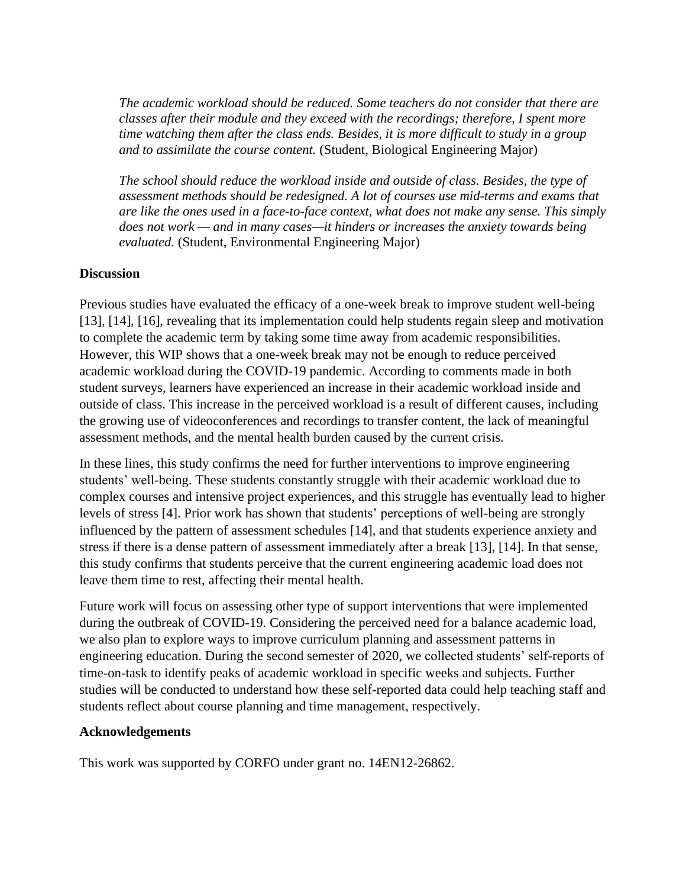> *The academic workload should be reduced. Some teachers do not consider that there are classes after their module and they exceed with the recordings; therefore, I spent more time watching them after the class ends. Besides, it is more difficult to study in a group and to assimilate the course content.* (Student, Biological Engineering Major)

> *The school should reduce the workload inside and outside of class. Besides, the type of assessment methods should be redesigned. A lot of courses use mid-terms and exams that are like the ones used in a face-to-face context, what does not make any sense. This simply does not work — and in many cases—it hinders or increases the anxiety towards being evaluated.* (Student, Environmental Engineering Major)

**Discussion**

Previous studies have evaluated the efficacy of a one-week break to improve student well-being [13], [14], [16], revealing that its implementation could help students regain sleep and motivation to complete the academic term by taking some time away from academic responsibilities. However, this WIP shows that a one-week break may not be enough to reduce perceived academic workload during the COVID-19 pandemic. According to comments made in both student surveys, learners have experienced an increase in their academic workload inside and outside of class. This increase in the perceived workload is a result of different causes, including the growing use of videoconferences and recordings to transfer content, the lack of meaningful assessment methods, and the mental health burden caused by the current crisis.

In these lines, this study confirms the need for further interventions to improve engineering students' well-being. These students constantly struggle with their academic workload due to complex courses and intensive project experiences, and this struggle has eventually lead to higher levels of stress [4]. Prior work has shown that students' perceptions of well-being are strongly influenced by the pattern of assessment schedules [14], and that students experience anxiety and stress if there is a dense pattern of assessment immediately after a break [13], [14]. In that sense, this study confirms that students perceive that the current engineering academic load does not leave them time to rest, affecting their mental health.

Future work will focus on assessing other type of support interventions that were implemented during the outbreak of COVID-19. Considering the perceived need for a balance academic load, we also plan to explore ways to improve curriculum planning and assessment patterns in engineering education. During the second semester of 2020, we collected students' self-reports of time-on-task to identify peaks of academic workload in specific weeks and subjects. Further studies will be conducted to understand how these self-reported data could help teaching staff and students reflect about course planning and time management, respectively.

**Acknowledgements**

This work was supported by CORFO under grant no. 14EN12-26862.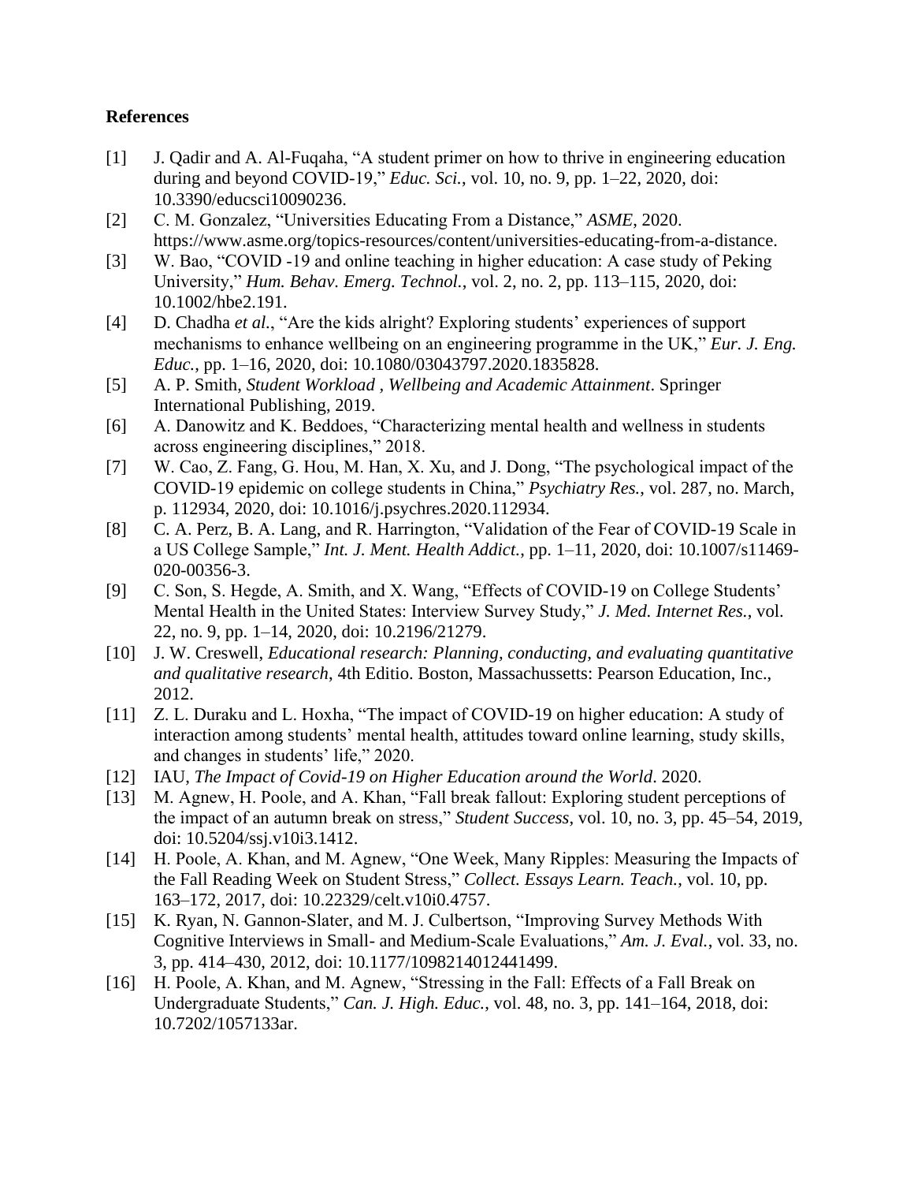**References**

[1] J. Qadir and A. Al-Fuqaha, "A student primer on how to thrive in engineering education during and beyond COVID-19," *Educ. Sci.*, vol. 10, no. 9, pp. 1–22, 2020, doi: 10.3390/educsci10090236.

[2] C. M. Gonzalez, "Universities Educating From a Distance," *ASME*, 2020. https://www.asme.org/topics-resources/content/universities-educating-from-a-distance.

[3] W. Bao, "COVID -19 and online teaching in higher education: A case study of Peking University," *Hum. Behav. Emerg. Technol.*, vol. 2, no. 2, pp. 113–115, 2020, doi: 10.1002/hbe2.191.

[4] D. Chadha *et al.*, "Are the kids alright? Exploring students' experiences of support mechanisms to enhance wellbeing on an engineering programme in the UK," *Eur. J. Eng. Educ.*, pp. 1–16, 2020, doi: 10.1080/03043797.2020.1835828.

[5] A. P. Smith, *Student Workload , Wellbeing and Academic Attainment*. Springer International Publishing, 2019.

[6] A. Danowitz and K. Beddoes, "Characterizing mental health and wellness in students across engineering disciplines," 2018.

[7] W. Cao, Z. Fang, G. Hou, M. Han, X. Xu, and J. Dong, "The psychological impact of the COVID-19 epidemic on college students in China," *Psychiatry Res.*, vol. 287, no. March, p. 112934, 2020, doi: 10.1016/j.psychres.2020.112934.

[8] C. A. Perz, B. A. Lang, and R. Harrington, "Validation of the Fear of COVID-19 Scale in a US College Sample," *Int. J. Ment. Health Addict.*, pp. 1–11, 2020, doi: 10.1007/s11469-020-00356-3.

[9] C. Son, S. Hegde, A. Smith, and X. Wang, "Effects of COVID-19 on College Students' Mental Health in the United States: Interview Survey Study," *J. Med. Internet Res.*, vol. 22, no. 9, pp. 1–14, 2020, doi: 10.2196/21279.

[10] J. W. Creswell, *Educational research: Planning, conducting, and evaluating quantitative and qualitative research*, 4th Editio. Boston, Massachussetts: Pearson Education, Inc., 2012.

[11] Z. L. Duraku and L. Hoxha, "The impact of COVID-19 on higher education: A study of interaction among students' mental health, attitudes toward online learning, study skills, and changes in students' life," 2020.

[12] IAU, *The Impact of Covid-19 on Higher Education around the World*. 2020.

[13] M. Agnew, H. Poole, and A. Khan, "Fall break fallout: Exploring student perceptions of the impact of an autumn break on stress," *Student Success*, vol. 10, no. 3, pp. 45–54, 2019, doi: 10.5204/ssj.v10i3.1412.

[14] H. Poole, A. Khan, and M. Agnew, "One Week, Many Ripples: Measuring the Impacts of the Fall Reading Week on Student Stress," *Collect. Essays Learn. Teach.*, vol. 10, pp. 163–172, 2017, doi: 10.22329/celt.v10i0.4757.

[15] K. Ryan, N. Gannon-Slater, and M. J. Culbertson, "Improving Survey Methods With Cognitive Interviews in Small- and Medium-Scale Evaluations," *Am. J. Eval.*, vol. 33, no. 3, pp. 414–430, 2012, doi: 10.1177/1098214012441499.

[16] H. Poole, A. Khan, and M. Agnew, "Stressing in the Fall: Effects of a Fall Break on Undergraduate Students," *Can. J. High. Educ.*, vol. 48, no. 3, pp. 141–164, 2018, doi: 10.7202/1057133ar.